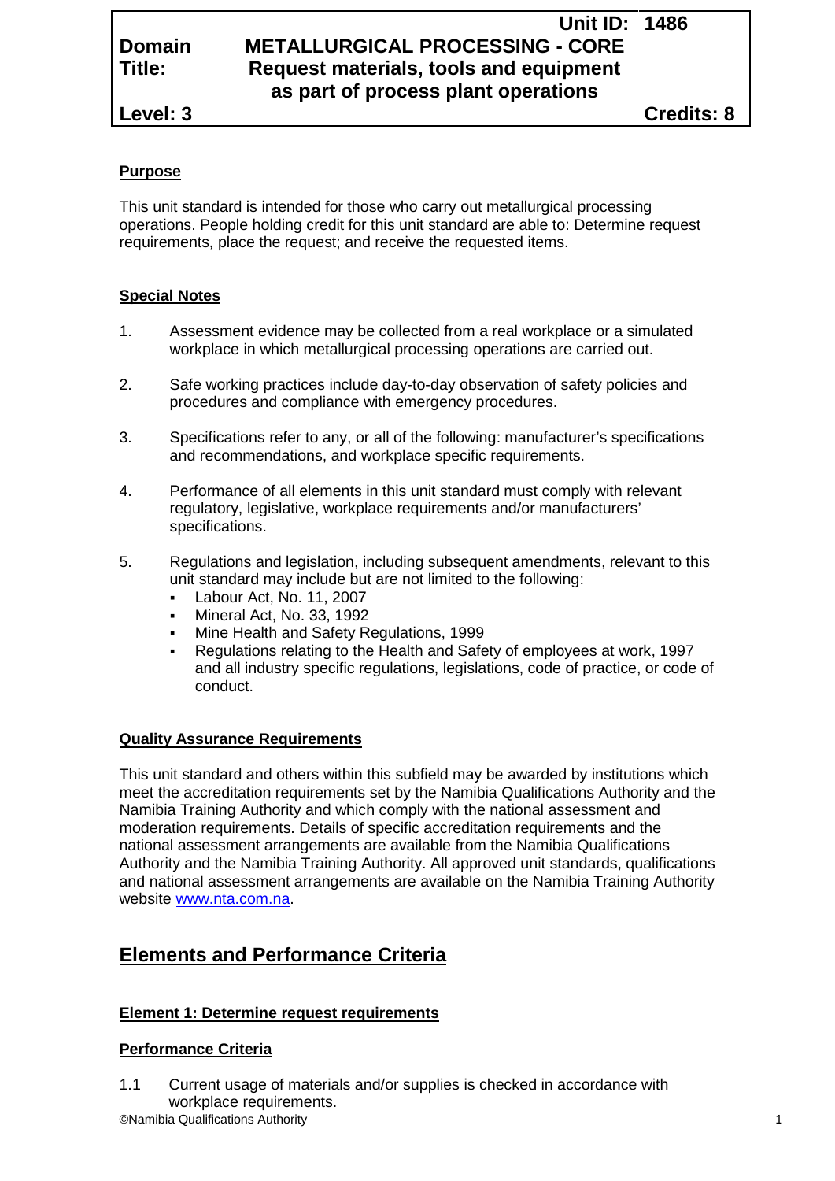| | | Unit ID: 1486 |
|---|---|---|
| **Domain** | **METALLURGICAL PROCESSING - CORE** | |
| **Title:** | **Request materials, tools and equipment as part of process plant operations** | |
| **Level: 3** | | **Credits: 8** |

**Purpose**

This unit standard is intended for those who carry out metallurgical processing operations. People holding credit for this unit standard are able to: Determine request requirements, place the request; and receive the requested items.

**Special Notes**

1. Assessment evidence may be collected from a real workplace or a simulated workplace in which metallurgical processing operations are carried out.

2. Safe working practices include day-to-day observation of safety policies and procedures and compliance with emergency procedures.

3. Specifications refer to any, or all of the following: manufacturer's specifications and recommendations, and workplace specific requirements.

4. Performance of all elements in this unit standard must comply with relevant regulatory, legislative, workplace requirements and/or manufacturers' specifications.

5. Regulations and legislation, including subsequent amendments, relevant to this unit standard may include but are not limited to the following:
   - Labour Act, No. 11, 2007
   - Mineral Act, No. 33, 1992
   - Mine Health and Safety Regulations, 1999
   - Regulations relating to the Health and Safety of employees at work, 1997 and all industry specific regulations, legislations, code of practice, or code of conduct.

**Quality Assurance Requirements**

This unit standard and others within this subfield may be awarded by institutions which meet the accreditation requirements set by the Namibia Qualifications Authority and the Namibia Training Authority and which comply with the national assessment and moderation requirements. Details of specific accreditation requirements and the national assessment arrangements are available from the Namibia Qualifications Authority and the Namibia Training Authority. All approved unit standards, qualifications and national assessment arrangements are available on the Namibia Training Authority website www.nta.com.na.

## Elements and Performance Criteria

**Element 1: Determine request requirements**

**Performance Criteria**

1.1 Current usage of materials and/or supplies is checked in accordance with workplace requirements.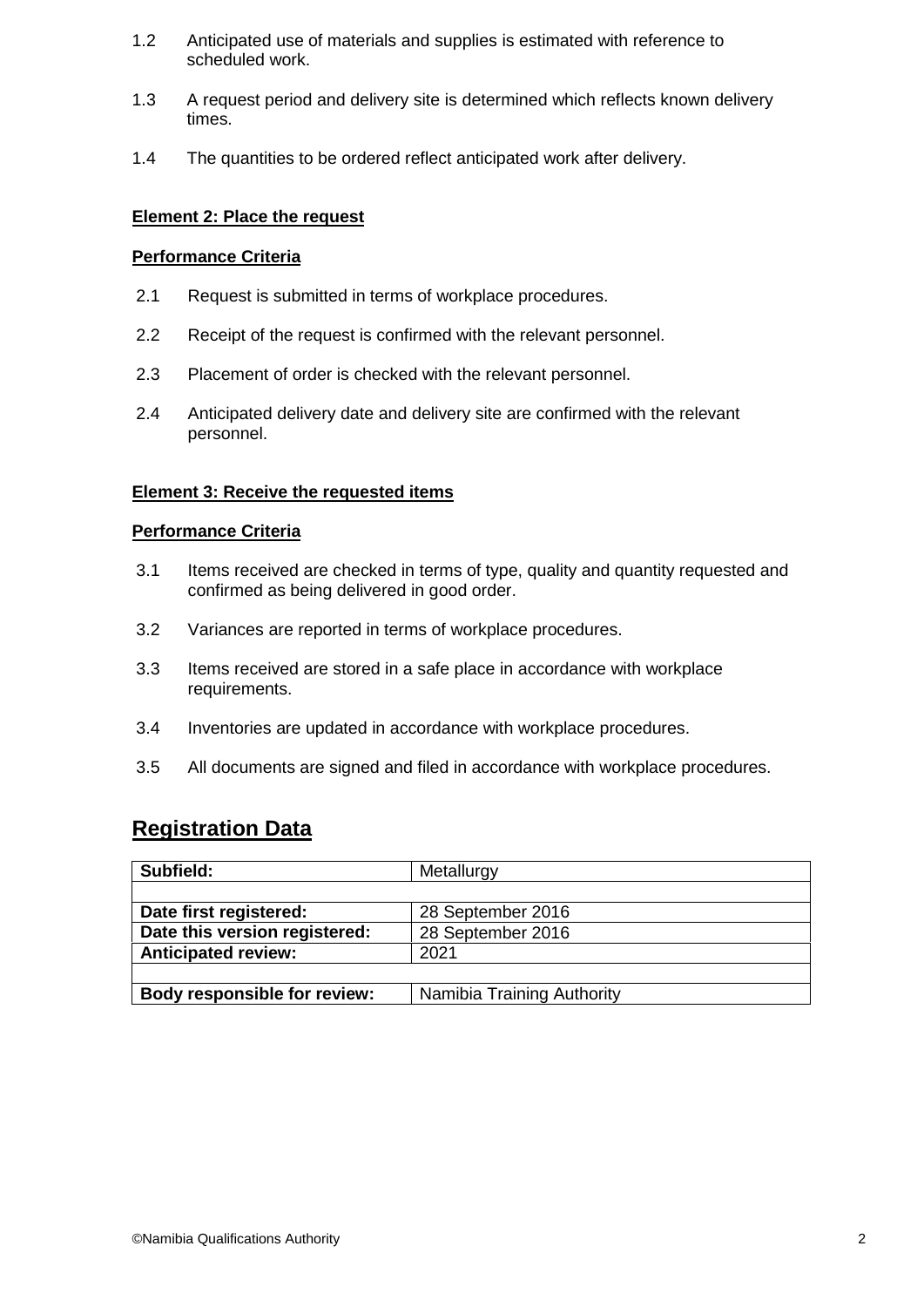1.2 Anticipated use of materials and supplies is estimated with reference to scheduled work.

1.3 A request period and delivery site is determined which reflects known delivery times.

1.4 The quantities to be ordered reflect anticipated work after delivery.

**Element 2: Place the request**

**Performance Criteria**

2.1 Request is submitted in terms of workplace procedures.

2.2 Receipt of the request is confirmed with the relevant personnel.

2.3 Placement of order is checked with the relevant personnel.

2.4 Anticipated delivery date and delivery site are confirmed with the relevant personnel.

**Element 3: Receive the requested items**

**Performance Criteria**

3.1 Items received are checked in terms of type, quality and quantity requested and confirmed as being delivered in good order.

3.2 Variances are reported in terms of workplace procedures.

3.3 Items received are stored in a safe place in accordance with workplace requirements.

3.4 Inventories are updated in accordance with workplace procedures.

3.5 All documents are signed and filed in accordance with workplace procedures.

## Registration Data

| | |
|---|---|
| **Subfield:** | Metallurgy |
| | |
| **Date first registered:** | 28 September 2016 |
| **Date this version registered:** | 28 September 2016 |
| **Anticipated review:** | 2021 |
| | |
| **Body responsible for review:** | Namibia Training Authority |

©Namibia Qualifications Authority